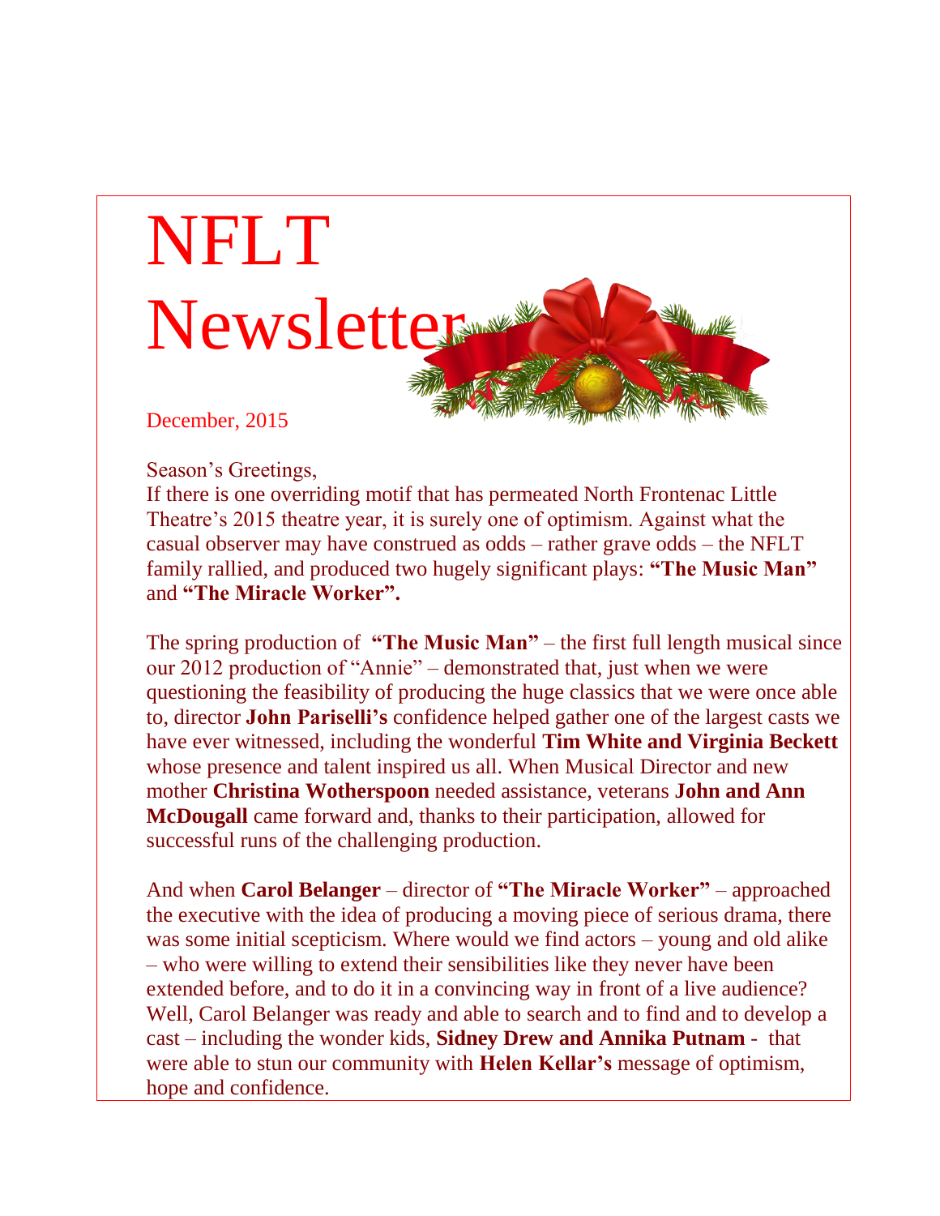# NFLT Newsletter

December, 2015

Season's Greetings,

If there is one overriding motif that has permeated North Frontenac Little Theatre's 2015 theatre year, it is surely one of optimism. Against what the casual observer may have construed as odds – rather grave odds – the NFLT family rallied, and produced two hugely significant plays: **"The Music Man"** and **"The Miracle Worker".**

The spring production of **"The Music Man"** – the first full length musical since our 2012 production of "Annie" – demonstrated that, just when we were questioning the feasibility of producing the huge classics that we were once able to, director **John Pariselli's** confidence helped gather one of the largest casts we have ever witnessed, including the wonderful **Tim White and Virginia Beckett** whose presence and talent inspired us all. When Musical Director and new mother **Christina Wotherspoon** needed assistance, veterans **John and Ann McDougall** came forward and, thanks to their participation, allowed for successful runs of the challenging production.

And when **Carol Belanger** – director of **"The Miracle Worker"** – approached the executive with the idea of producing a moving piece of serious drama, there was some initial scepticism. Where would we find actors – young and old alike – who were willing to extend their sensibilities like they never have been extended before, and to do it in a convincing way in front of a live audience? Well, Carol Belanger was ready and able to search and to find and to develop a cast – including the wonder kids, **Sidney Drew and Annika Putnam** - that were able to stun our community with **Helen Kellar's** message of optimism, hope and confidence.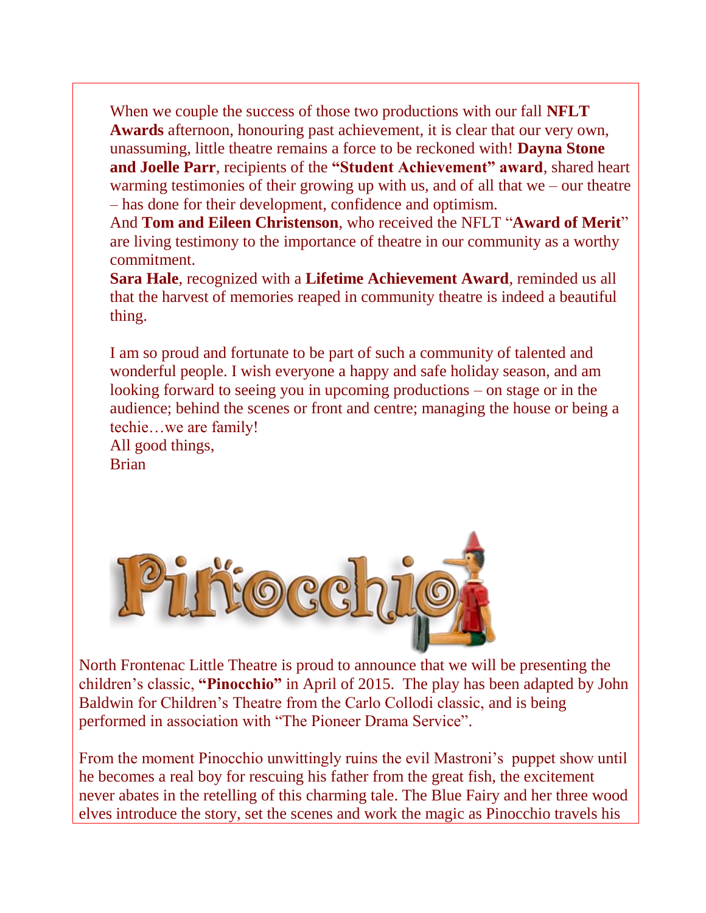When we couple the success of those two productions with our fall **NFLT Awards** afternoon, honouring past achievement, it is clear that our very own, unassuming, little theatre remains a force to be reckoned with! **Dayna Stone and Joelle Parr**, recipients of the **"Student Achievement" award**, shared heart warming testimonies of their growing up with us, and of all that we – our theatre – has done for their development, confidence and optimism.
And **Tom and Eileen Christenson**, who received the NFLT "**Award of Merit**" are living testimony to the importance of theatre in our community as a worthy commitment.
**Sara Hale**, recognized with a **Lifetime Achievement Award**, reminded us all that the harvest of memories reaped in community theatre is indeed a beautiful thing.

I am so proud and fortunate to be part of such a community of talented and wonderful people. I wish everyone a happy and safe holiday season, and am looking forward to seeing you in upcoming productions – on stage or in the audience; behind the scenes or front and centre; managing the house or being a techie…we are family!
All good things,
Brian

# Pinocchio

North Frontenac Little Theatre is proud to announce that we will be presenting the children's classic, **"Pinocchio"** in April of 2015. The play has been adapted by John Baldwin for Children's Theatre from the Carlo Collodi classic, and is being performed in association with "The Pioneer Drama Service".

From the moment Pinocchio unwittingly ruins the evil Mastroni's puppet show until he becomes a real boy for rescuing his father from the great fish, the excitement never abates in the retelling of this charming tale. The Blue Fairy and her three wood elves introduce the story, set the scenes and work the magic as Pinocchio travels his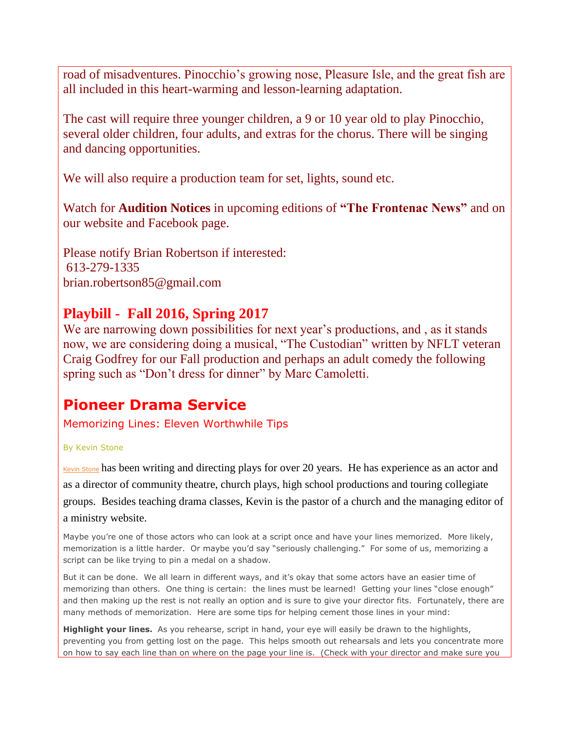road of misadventures. Pinocchio's growing nose, Pleasure Isle, and the great fish are all included in this heart-warming and lesson-learning adaptation.

The cast will require three younger children, a 9 or 10 year old to play Pinocchio, several older children, four adults, and extras for the chorus. There will be singing and dancing opportunities.

We will also require a production team for set, lights, sound etc.

Watch for **Audition Notices** in upcoming editions of **"The Frontenac News"** and on our website and Facebook page.

Please notify Brian Robertson if interested:
613-279-1335
brian.robertson85@gmail.com

## Playbill - Fall 2016, Spring 2017

We are narrowing down possibilities for next year's productions, and , as it stands now, we are considering doing a musical, "The Custodian" written by NFLT veteran Craig Godfrey for our Fall production and perhaps an adult comedy the following spring such as "Don't dress for dinner" by Marc Camoletti.

## Pioneer Drama Service

### Memorizing Lines: Eleven Worthwhile Tips

By Kevin Stone

Kevin Stone has been writing and directing plays for over 20 years. He has experience as an actor and as a director of community theatre, church plays, high school productions and touring collegiate groups. Besides teaching drama classes, Kevin is the pastor of a church and the managing editor of a ministry website.

Maybe you're one of those actors who can look at a script once and have your lines memorized. More likely, memorization is a little harder. Or maybe you'd say "seriously challenging." For some of us, memorizing a script can be like trying to pin a medal on a shadow.

But it can be done. We all learn in different ways, and it's okay that some actors have an easier time of memorizing than others. One thing is certain: the lines must be learned! Getting your lines "close enough" and then making up the rest is not really an option and is sure to give your director fits. Fortunately, there are many methods of memorization. Here are some tips for helping cement those lines in your mind:

**Highlight your lines.** As you rehearse, script in hand, your eye will easily be drawn to the highlights, preventing you from getting lost on the page. This helps smooth out rehearsals and lets you concentrate more on how to say each line than on where on the page your line is. (Check with your director and make sure you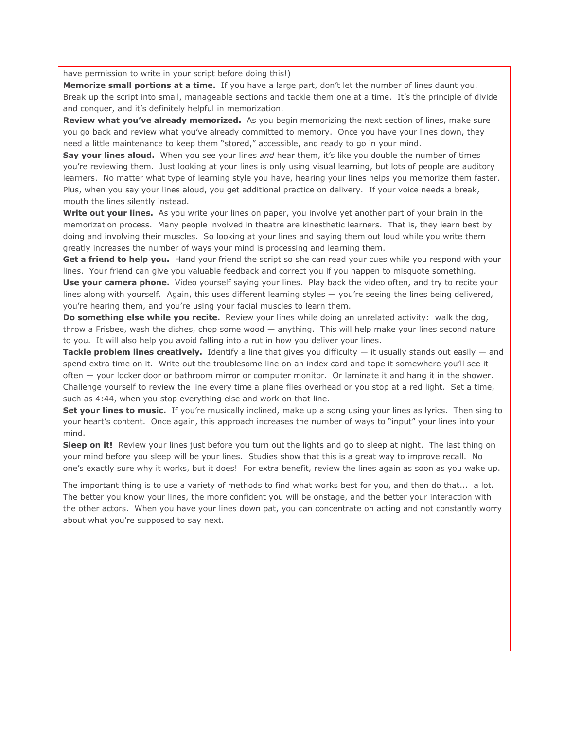have permission to write in your script before doing this!)

**Memorize small portions at a time.** If you have a large part, don't let the number of lines daunt you. Break up the script into small, manageable sections and tackle them one at a time. It's the principle of divide and conquer, and it's definitely helpful in memorization.

**Review what you've already memorized.** As you begin memorizing the next section of lines, make sure you go back and review what you've already committed to memory. Once you have your lines down, they need a little maintenance to keep them "stored," accessible, and ready to go in your mind.

**Say your lines aloud.** When you see your lines *and* hear them, it's like you double the number of times you're reviewing them. Just looking at your lines is only using visual learning, but lots of people are auditory learners. No matter what type of learning style you have, hearing your lines helps you memorize them faster. Plus, when you say your lines aloud, you get additional practice on delivery. If your voice needs a break, mouth the lines silently instead.

**Write out your lines.** As you write your lines on paper, you involve yet another part of your brain in the memorization process. Many people involved in theatre are kinesthetic learners. That is, they learn best by doing and involving their muscles. So looking at your lines and saying them out loud while you write them greatly increases the number of ways your mind is processing and learning them.

**Get a friend to help you.** Hand your friend the script so she can read your cues while you respond with your lines. Your friend can give you valuable feedback and correct you if you happen to misquote something.

**Use your camera phone.** Video yourself saying your lines. Play back the video often, and try to recite your lines along with yourself. Again, this uses different learning styles — you're seeing the lines being delivered, you're hearing them, and you're using your facial muscles to learn them.

**Do something else while you recite.** Review your lines while doing an unrelated activity: walk the dog, throw a Frisbee, wash the dishes, chop some wood — anything. This will help make your lines second nature to you. It will also help you avoid falling into a rut in how you deliver your lines.

**Tackle problem lines creatively.** Identify a line that gives you difficulty — it usually stands out easily — and spend extra time on it. Write out the troublesome line on an index card and tape it somewhere you'll see it often — your locker door or bathroom mirror or computer monitor. Or laminate it and hang it in the shower. Challenge yourself to review the line every time a plane flies overhead or you stop at a red light. Set a time, such as 4:44, when you stop everything else and work on that line.

**Set your lines to music.** If you're musically inclined, make up a song using your lines as lyrics. Then sing to your heart's content. Once again, this approach increases the number of ways to "input" your lines into your mind.

**Sleep on it!** Review your lines just before you turn out the lights and go to sleep at night. The last thing on your mind before you sleep will be your lines. Studies show that this is a great way to improve recall. No one's exactly sure why it works, but it does! For extra benefit, review the lines again as soon as you wake up.

The important thing is to use a variety of methods to find what works best for you, and then do that... a lot. The better you know your lines, the more confident you will be onstage, and the better your interaction with the other actors. When you have your lines down pat, you can concentrate on acting and not constantly worry about what you're supposed to say next.